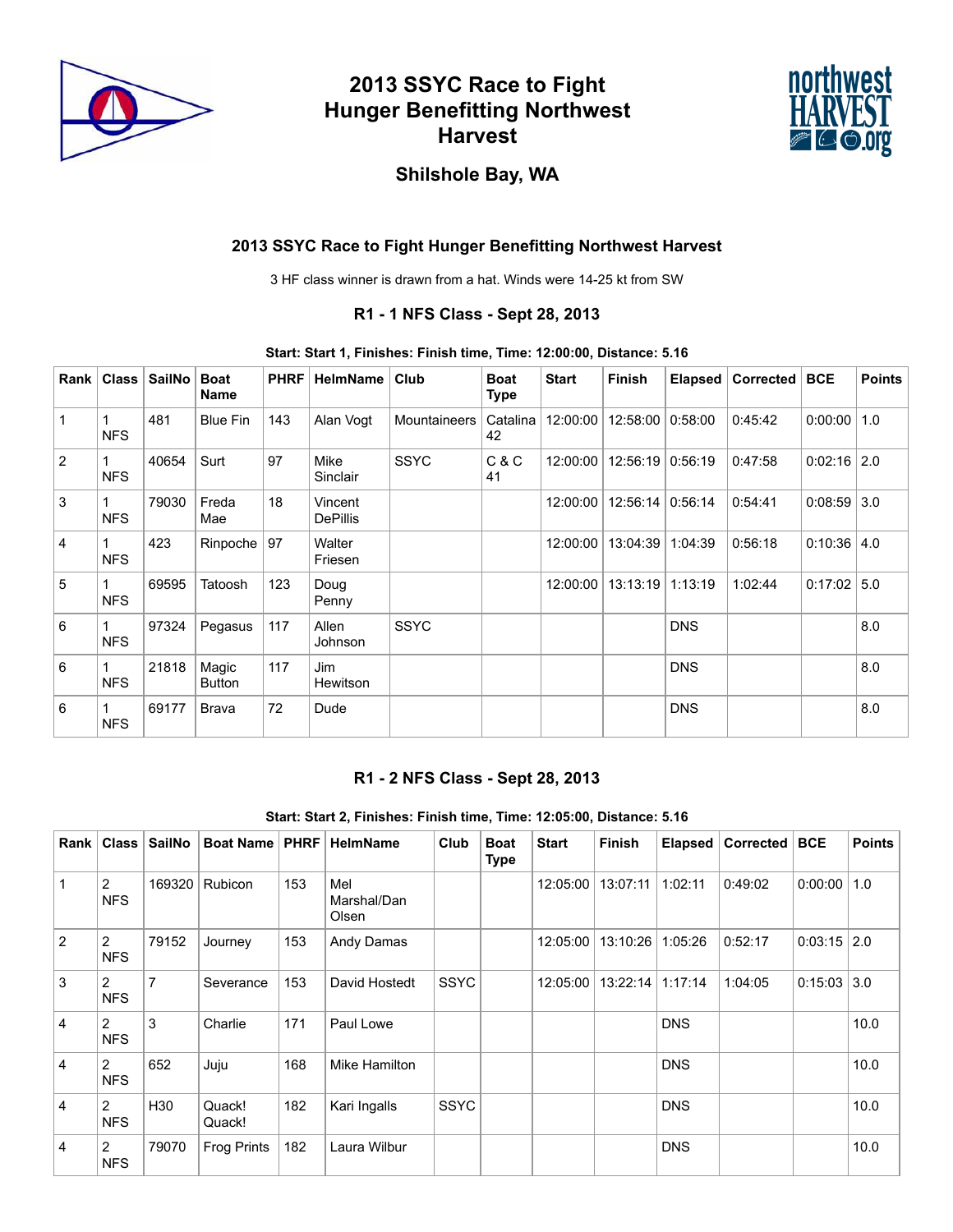# 2013 SSYC Race to Fight Hunger Benefitting Northwest Harvest

## Shilshole Bay, WA

### 2013 SSYC Race to Fight Hunger Benefitting Northwest Harvest

3 HF class winner is drawn from a hat. Winds were 14-25 kt from SW

### R1 - 1 NFS Class - Sept 28, 2013

**Start: Start 1, Finishes: Finish time, Time: 12:00:00, Distance: 5.16**

| Rank | Class | SailNo | Boat Name | PHRF | HelmName | Club | Boat Type | Start | Finish | Elapsed | Corrected | BCE | Points |
|---|---|---|---|---|---|---|---|---|---|---|---|---|---|
| 1 | 1 NFS | 481 | Blue Fin | 143 | Alan Vogt | Mountaineers | Catalina 42 | 12:00:00 | 12:58:00 | 0:58:00 | 0:45:42 | 0:00:00 | 1.0 |
| 2 | 1 NFS | 40654 | Surt | 97 | Mike Sinclair | SSYC | C & C 41 | 12:00:00 | 12:56:19 | 0:56:19 | 0:47:58 | 0:02:16 | 2.0 |
| 3 | 1 NFS | 79030 | Freda Mae | 18 | Vincent DePillis | | | 12:00:00 | 12:56:14 | 0:56:14 | 0:54:41 | 0:08:59 | 3.0 |
| 4 | 1 NFS | 423 | Rinpoche | 97 | Walter Friesen | | | 12:00:00 | 13:04:39 | 1:04:39 | 0:56:18 | 0:10:36 | 4.0 |
| 5 | 1 NFS | 69595 | Tatoosh | 123 | Doug Penny | | | 12:00:00 | 13:13:19 | 1:13:19 | 1:02:44 | 0:17:02 | 5.0 |
| 6 | 1 NFS | 97324 | Pegasus | 117 | Allen Johnson | SSYC | | | | DNS | | | 8.0 |
| 6 | 1 NFS | 21818 | Magic Button | 117 | Jim Hewitson | | | | | DNS | | | 8.0 |
| 6 | 1 NFS | 69177 | Brava | 72 | Dude | | | | | DNS | | | 8.0 |

### R1 - 2 NFS Class - Sept 28, 2013

**Start: Start 2, Finishes: Finish time, Time: 12:05:00, Distance: 5.16**

| Rank | Class | SailNo | Boat Name | PHRF | HelmName | Club | Boat Type | Start | Finish | Elapsed | Corrected | BCE | Points |
|---|---|---|---|---|---|---|---|---|---|---|---|---|---|
| 1 | 2 NFS | 169320 | Rubicon | 153 | Mel Marshal/Dan Olsen | | | 12:05:00 | 13:07:11 | 1:02:11 | 0:49:02 | 0:00:00 | 1.0 |
| 2 | 2 NFS | 79152 | Journey | 153 | Andy Damas | | | 12:05:00 | 13:10:26 | 1:05:26 | 0:52:17 | 0:03:15 | 2.0 |
| 3 | 2 NFS | 7 | Severance | 153 | David Hostedt | SSYC | | 12:05:00 | 13:22:14 | 1:17:14 | 1:04:05 | 0:15:03 | 3.0 |
| 4 | 2 NFS | 3 | Charlie | 171 | Paul Lowe | | | | | DNS | | | 10.0 |
| 4 | 2 NFS | 652 | Juju | 168 | Mike Hamilton | | | | | DNS | | | 10.0 |
| 4 | 2 NFS | H30 | Quack! Quack! | 182 | Kari Ingalls | SSYC | | | | DNS | | | 10.0 |
| 4 | 2 NFS | 79070 | Frog Prints | 182 | Laura Wilbur | | | | | DNS | | | 10.0 |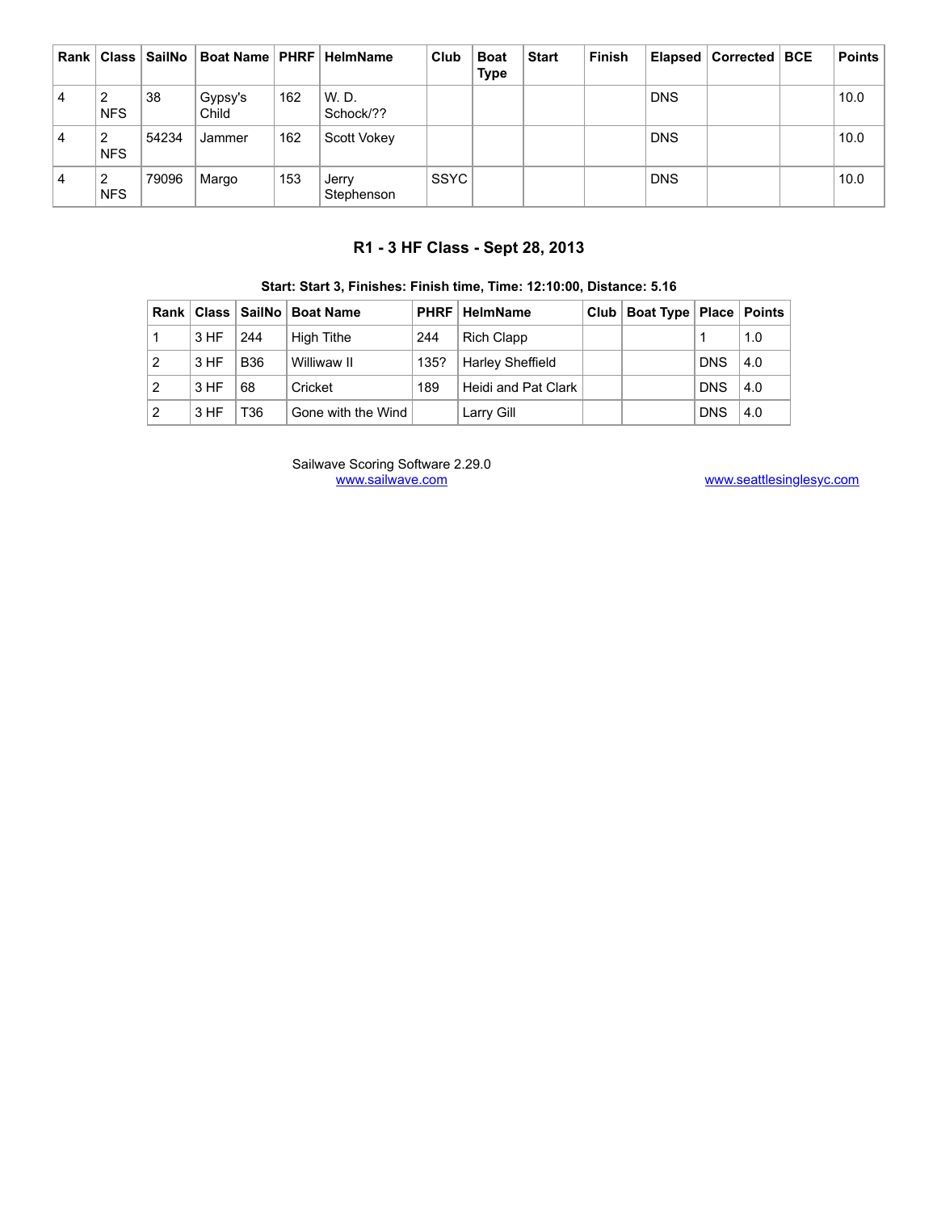| Rank | Class | SailNo | Boat Name | PHRF | HelmName | Club | Boat Type | Start | Finish | Elapsed | Corrected | BCE | Points |
|---|---|---|---|---|---|---|---|---|---|---|---|---|---|
| 4 | 2 NFS | 38 | Gypsy's Child | 162 | W. D. Schock/?? | | | | | DNS | | | 10.0 |
| 4 | 2 NFS | 54234 | Jammer | 162 | Scott Vokey | | | | | DNS | | | 10.0 |
| 4 | 2 NFS | 79096 | Margo | 153 | Jerry Stephenson | SSYC | | | | DNS | | | 10.0 |

### R1 - 3 HF Class - Sept 28, 2013

**Start: Start 3, Finishes: Finish time, Time: 12:10:00, Distance: 5.16**

| Rank | Class | SailNo | Boat Name | PHRF | HelmName | Club | Boat Type | Place | Points |
|---|---|---|---|---|---|---|---|---|---|
| 1 | 3 HF | 244 | High Tithe | 244 | Rich Clapp | | | 1 | 1.0 |
| 2 | 3 HF | B36 | Williwaw II | 135? | Harley Sheffield | | | DNS | 4.0 |
| 2 | 3 HF | 68 | Cricket | 189 | Heidi and Pat Clark | | | DNS | 4.0 |
| 2 | 3 HF | T36 | Gone with the Wind | | Larry Gill | | | DNS | 4.0 |

Sailwave Scoring Software 2.29.0
www.sailwave.com

www.seattlesinglesyc.com